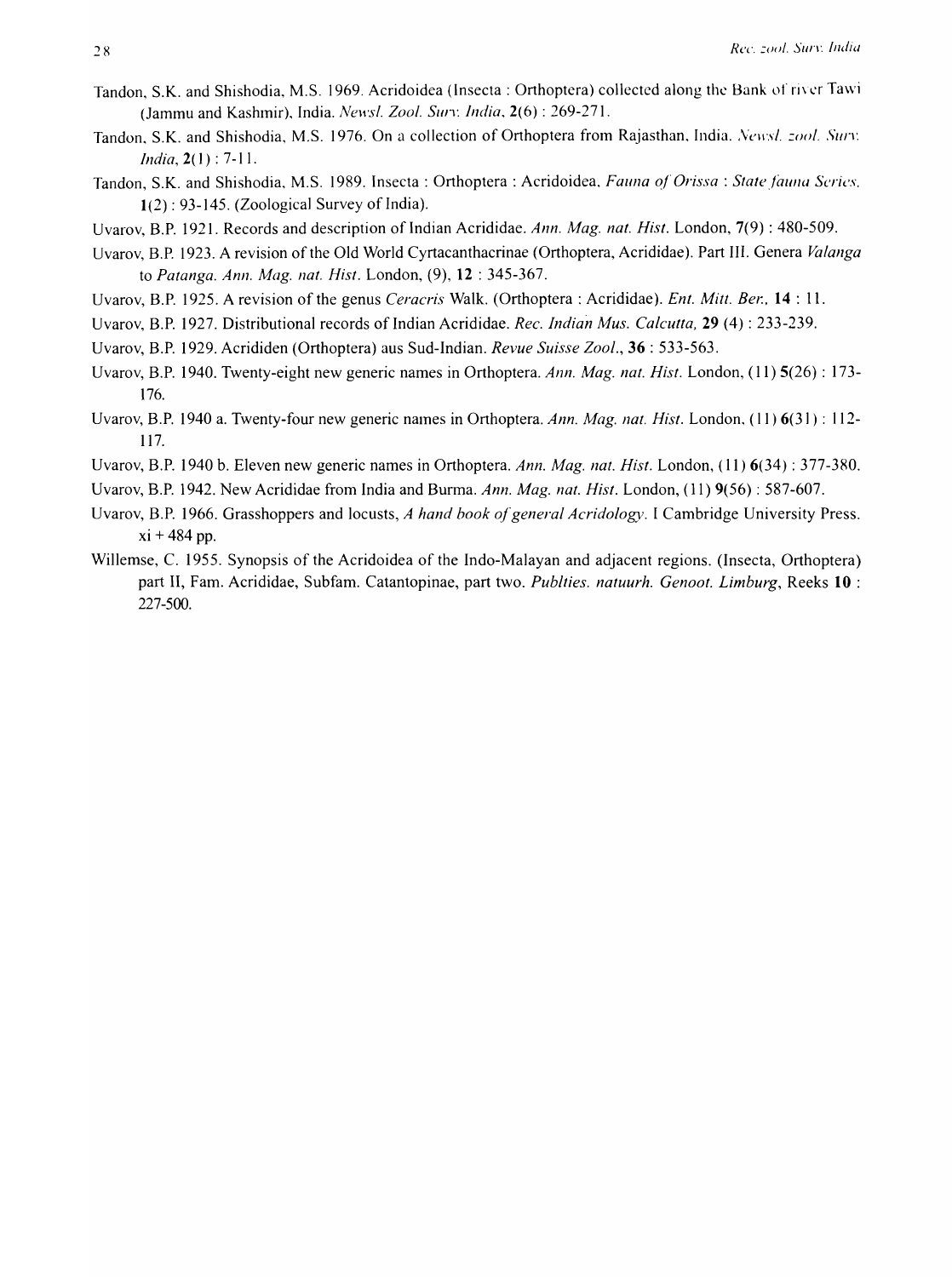Tandon, S.K. and Shishodia, M.S. 1969. Acridoidea (Insecta : Orthoptera) collected along the Bank of river Tawi (Jammu and Kashmir), India. *Newsl. Zool. Surv. India*, **2**(6) : 269-271.

Tandon, S.K. and Shishodia, M.S. 1976. On a collection of Orthoptera from Rajasthan, India. *Newsl. zool. Surv. India*, **2**(1) : 7-11.

Tandon, S.K. and Shishodia, M.S. 1989. Insecta : Orthoptera : Acridoidea, *Fauna of Orissa : State fauna Series*, **1**(2) : 93-145. (Zoological Survey of India).

Uvarov, B.P. 1921. Records and description of Indian Acrididae. *Ann. Mag. nat. Hist.* London, **7**(9) : 480-509.

Uvarov, B.P. 1923. A revision of the Old World Cyrtacanthacrinae (Orthoptera, Acrididae). Part III. Genera *Valanga* to *Patanga*. *Ann. Mag. nat. Hist.* London, (9), **12** : 345-367.

Uvarov, B.P. 1925. A revision of the genus *Ceracris* Walk. (Orthoptera : Acrididae). *Ent. Mitt. Ber.*, **14** : 11.

Uvarov, B.P. 1927. Distributional records of Indian Acrididae. *Rec. Indian Mus. Calcutta,* **29** (4) : 233-239.

Uvarov, B.P. 1929. Acrididen (Orthoptera) aus Sud-Indian. *Revue Suisse Zool.*, **36** : 533-563.

Uvarov, B.P. 1940. Twenty-eight new generic names in Orthoptera. *Ann. Mag. nat. Hist.* London, (11) **5**(26) : 173-176.

Uvarov, B.P. 1940 a. Twenty-four new generic names in Orthoptera. *Ann. Mag. nat. Hist.* London, (11) **6**(31) : 112-117.

Uvarov, B.P. 1940 b. Eleven new generic names in Orthoptera. *Ann. Mag. nat. Hist.* London, (11) **6**(34) : 377-380.

Uvarov, B.P. 1942. New Acrididae from India and Burma. *Ann. Mag. nat. Hist.* London, (11) **9**(56) : 587-607.

Uvarov, B.P. 1966. Grasshoppers and locusts, *A hand book of general Acridology*. I Cambridge University Press. xi + 484 pp.

Willemse, C. 1955. Synopsis of the Acridoidea of the Indo-Malayan and adjacent regions. (Insecta, Orthoptera) part II, Fam. Acrididae, Subfam. Catantopinae, part two. *Publties. natuurh. Genoot. Limburg*, Reeks **10** : 227-500.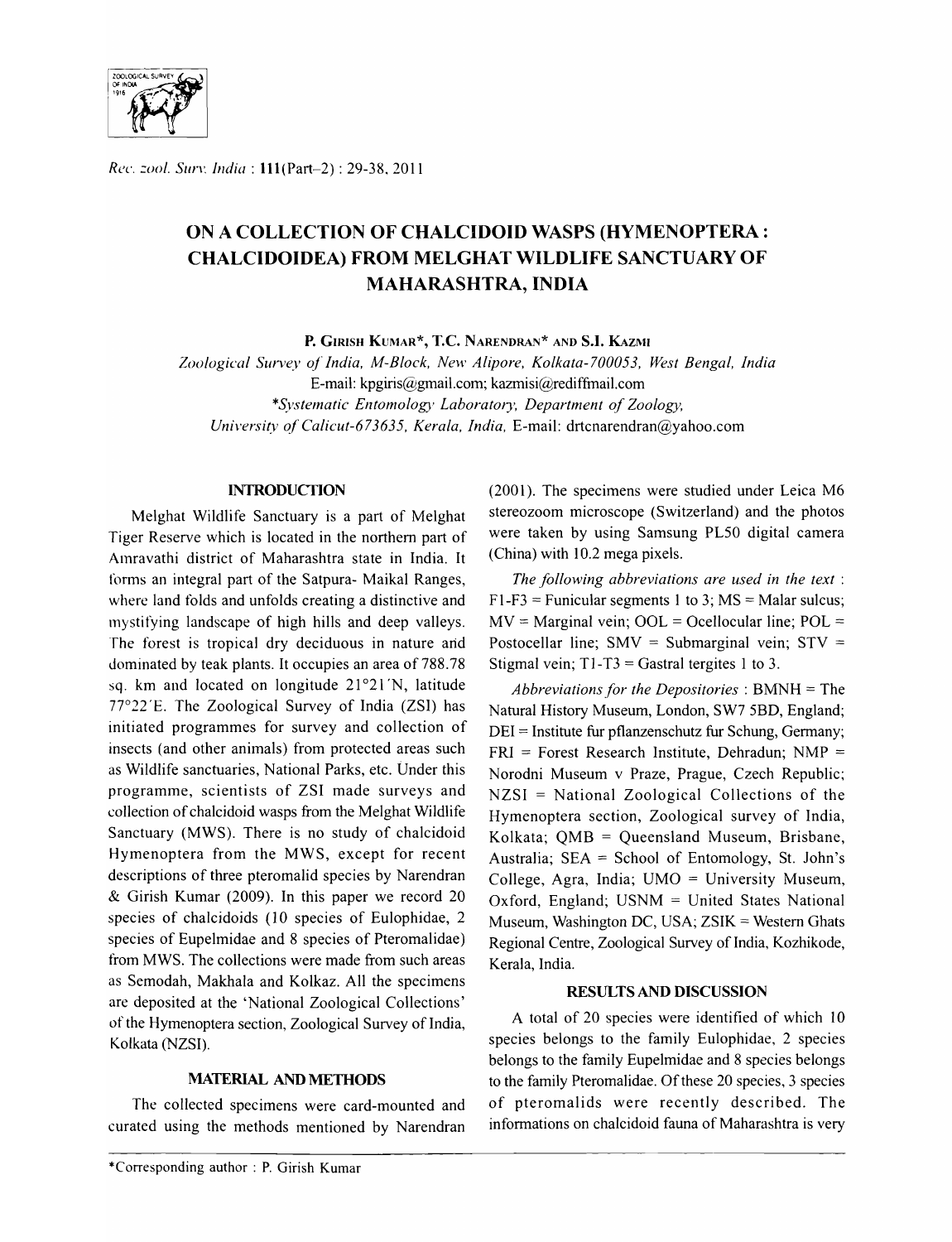# ON A COLLECTION OF CHALCIDOID WASPS (HYMENOPTERA : CHALCIDOIDEA) FROM MELGHAT WILDLIFE SANCTUARY OF MAHARASHTRA, INDIA

**P. Girish Kumar\*, T.C. Narendran\* and S.I. Kazmi**

*Zoological Survey of India, M-Block, New Alipore, Kolkata-700053, West Bengal, India*
E-mail: kpgiris@gmail.com; kazmisi@rediffmail.com
*\*Systematic Entomology Laboratory, Department of Zoology, University of Calicut-673635, Kerala, India,* E-mail: drtcnarendran@yahoo.com

## INTRODUCTION

Melghat Wildlife Sanctuary is a part of Melghat Tiger Reserve which is located in the northern part of Amravathi district of Maharashtra state in India. It forms an integral part of the Satpura- Maikal Ranges, where land folds and unfolds creating a distinctive and mystifying landscape of high hills and deep valleys. The forest is tropical dry deciduous in nature and dominated by teak plants. It occupies an area of 788.78 sq. km and located on longitude 21°21'N, latitude 77°22'E. The Zoological Survey of India (ZSI) has initiated programmes for survey and collection of insects (and other animals) from protected areas such as Wildlife sanctuaries, National Parks, etc. Under this programme, scientists of ZSI made surveys and collection of chalcidoid wasps from the Melghat Wildlife Sanctuary (MWS). There is no study of chalcidoid Hymenoptera from the MWS, except for recent descriptions of three pteromalid species by Narendran & Girish Kumar (2009). In this paper we record 20 species of chalcidoids (10 species of Eulophidae, 2 species of Eupelmidae and 8 species of Pteromalidae) from MWS. The collections were made from such areas as Semodah, Makhala and Kolkaz. All the specimens are deposited at the 'National Zoological Collections' of the Hymenoptera section, Zoological Survey of India, Kolkata (NZSI).

## MATERIAL AND METHODS

The collected specimens were card-mounted and curated using the methods mentioned by Narendran (2001). The specimens were studied under Leica M6 stereozoom microscope (Switzerland) and the photos were taken by using Samsung PL50 digital camera (China) with 10.2 mega pixels.

*The following abbreviations are used in the text* : F1-F3 = Funicular segments 1 to 3; MS = Malar sulcus; MV = Marginal vein; OOL = Ocellocular line; POL = Postocellar line; SMV = Submarginal vein; STV = Stigmal vein; T1-T3 = Gastral tergites 1 to 3.

*Abbreviations for the Depositories* : BMNH = The Natural History Museum, London, SW7 5BD, England; DEI = Institute fur pflanzenschutz fur Schung, Germany; FRI = Forest Research Institute, Dehradun; NMP = Norodni Museum v Praze, Prague, Czech Republic; NZSI = National Zoological Collections of the Hymenoptera section, Zoological survey of India, Kolkata; QMB = Queensland Museum, Brisbane, Australia; SEA = School of Entomology, St. John's College, Agra, India; UMO = University Museum, Oxford, England; USNM = United States National Museum, Washington DC, USA; ZSIK = Western Ghats Regional Centre, Zoological Survey of India, Kozhikode, Kerala, India.

## RESULTS AND DISCUSSION

A total of 20 species were identified of which 10 species belongs to the family Eulophidae, 2 species belongs to the family Eupelmidae and 8 species belongs to the family Pteromalidae. Of these 20 species, 3 species of pteromalids were recently described. The informations on chalcidoid fauna of Maharashtra is very

\*Corresponding author : P. Girish Kumar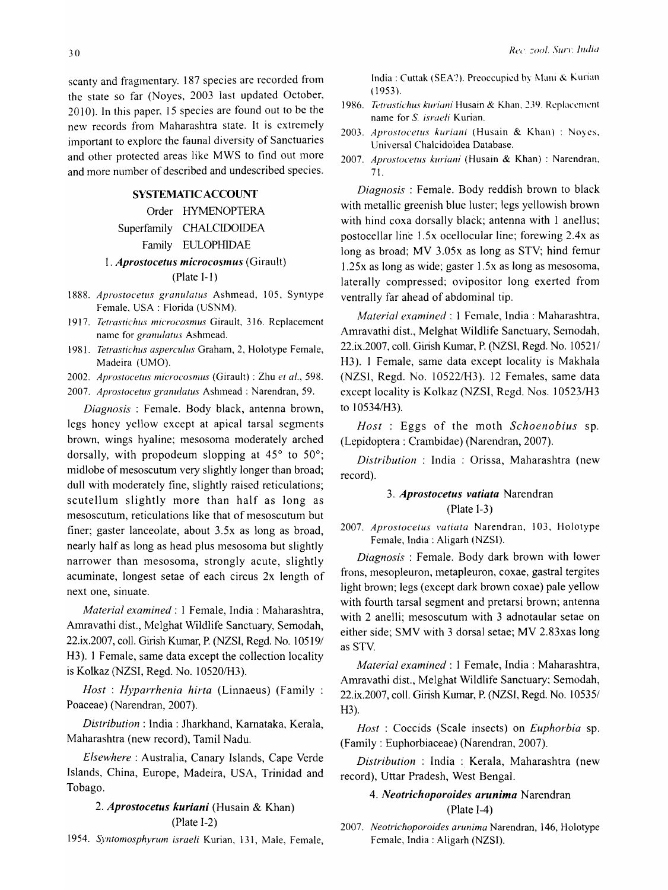scanty and fragmentary. 187 species are recorded from the state so far (Noyes, 2003 last updated October, 2010). In this paper, 15 species are found out to be the new records from Maharashtra state. It is extremely important to explore the faunal diversity of Sanctuaries and other protected areas like MWS to find out more and more number of described and undescribed species.

## SYSTEMATIC ACCOUNT

Order HYMENOPTERA

Superfamily CHALCIDOIDEA

Family EULOPHIDAE

### 1. *Aprostocetus microcosmus* (Girault)

(Plate I-1)

1888. *Aprostocetus granulatus* Ashmead, 105, Syntype Female, USA : Florida (USNM).

1917. *Tetrastichus microcosmus* Girault, 316. Replacement name for *granulatus* Ashmead.

1981. *Tetrastichus asperculus* Graham, 2, Holotype Female, Madeira (UMO).

2002. *Aprostocetus microcosmus* (Girault) : Zhu *et al.*, 598.

2007. *Aprostocetus granulatus* Ashmead : Narendran, 59.

*Diagnosis* : Female. Body black, antenna brown, legs honey yellow except at apical tarsal segments brown, wings hyaline; mesosoma moderately arched dorsally, with propodeum slopping at 45° to 50°; midlobe of mesoscutum very slightly longer than broad; dull with moderately fine, slightly raised reticulations; scutellum slightly more than half as long as mesoscutum, reticulations like that of mesoscutum but finer; gaster lanceolate, about 3.5x as long as broad, nearly half as long as head plus mesosoma but slightly narrower than mesosoma, strongly acute, slightly acuminate, longest setae of each circus 2x length of next one, sinuate.

*Material examined* : 1 Female, India : Maharashtra, Amravathi dist., Melghat Wildlife Sanctuary, Semodah, 22.ix.2007, coll. Girish Kumar, P. (NZSI, Regd. No. 10519/H3). 1 Female, same data except the collection locality is Kolkaz (NZSI, Regd. No. 10520/H3).

*Host* : *Hyparrhenia hirta* (Linnaeus) (Family : Poaceae) (Narendran, 2007).

*Distribution* : India : Jharkhand, Karnataka, Kerala, Maharashtra (new record), Tamil Nadu.

*Elsewhere* : Australia, Canary Islands, Cape Verde Islands, China, Europe, Madeira, USA, Trinidad and Tobago.

### 2. *Aprostocetus kuriani* (Husain & Khan)

(Plate I-2)

1954. *Syntomosphyrum israeli* Kurian, 131, Male, Female, India : Cuttak (SEA?). Preoccupied by Mani & Kurian (1953).

1986. *Tetrastichus kuriani* Husain & Khan, 239. Replacement name for *S. israeli* Kurian.

2003. *Aprostocetus kuriani* (Husain & Khan) : Noyes, Universal Chalcidoidea Database.

2007. *Aprostocetus kuriani* (Husain & Khan) : Narendran, 71.

*Diagnosis* : Female. Body reddish brown to black with metallic greenish blue luster; legs yellowish brown with hind coxa dorsally black; antenna with 1 anellus; postocellar line 1.5x ocellocular line; forewing 2.4x as long as broad; MV 3.05x as long as STV; hind femur 1.25x as long as wide; gaster 1.5x as long as mesosoma, laterally compressed; ovipositor long exerted from ventrally far ahead of abdominal tip.

*Material examined* : 1 Female, India : Maharashtra, Amravathi dist., Melghat Wildlife Sanctuary, Semodah, 22.ix.2007, coll. Girish Kumar, P. (NZSI, Regd. No. 10521/H3). 1 Female, same data except locality is Makhala (NZSI, Regd. No. 10522/H3). 12 Females, same data except locality is Kolkaz (NZSI, Regd. Nos. 10523/H3 to 10534/H3).

*Host* : Eggs of the moth *Schoenobius* sp. (Lepidoptera : Crambidae) (Narendran, 2007).

*Distribution* : India : Orissa, Maharashtra (new record).

### 3. *Aprostocetus vatiata* Narendran

(Plate I-3)

2007. *Aprostocetus vatiata* Narendran, 103, Holotype Female, India : Aligarh (NZSI).

*Diagnosis* : Female. Body dark brown with lower frons, mesopleuron, metapleuron, coxae, gastral tergites light brown; legs (except dark brown coxae) pale yellow with fourth tarsal segment and pretarsi brown; antenna with 2 anelli; mesoscutum with 3 adnotaular setae on either side; SMV with 3 dorsal setae; MV 2.83xas long as STV.

*Material examined* : 1 Female, India : Maharashtra, Amravathi dist., Melghat Wildlife Sanctuary; Semodah, 22.ix.2007, coll. Girish Kumar, P. (NZSI, Regd. No. 10535/H3).

*Host* : Coccids (Scale insects) on *Euphorbia* sp. (Family : Euphorbiaceae) (Narendran, 2007).

*Distribution* : India : Kerala, Maharashtra (new record), Uttar Pradesh, West Bengal.

### 4. *Neotrichoporoides arunima* Narendran

(Plate I-4)

2007. *Neotrichoporoides arunima* Narendran, 146, Holotype Female, India : Aligarh (NZSI).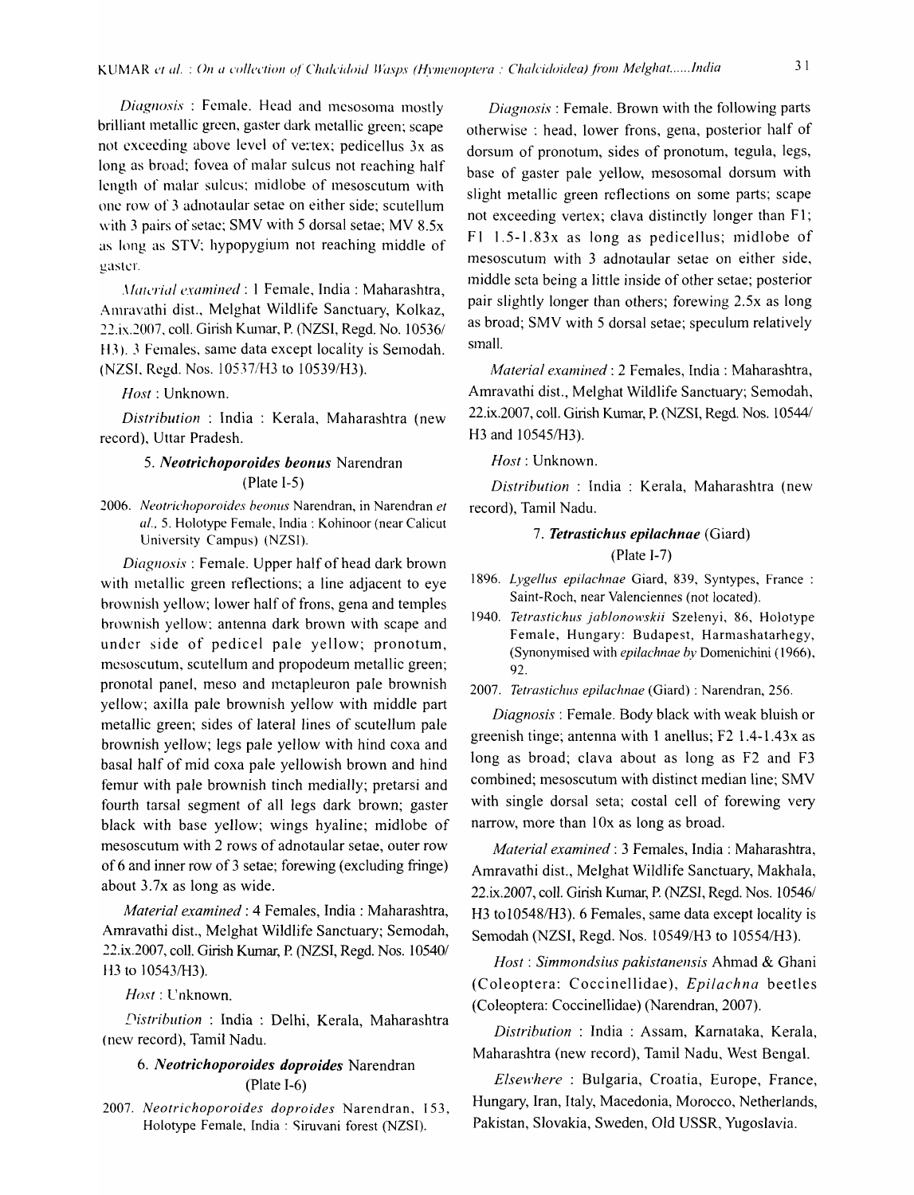*Diagnosis* : Female. Head and mesosoma mostly brilliant metallic green, gaster dark metallic green; scape not exceeding above level of vertex; pedicellus 3x as long as broad; fovea of malar sulcus not reaching half length of malar sulcus; midlobe of mesoscutum with one row of 3 adnotaular setae on either side; scutellum with 3 pairs of setae; SMV with 5 dorsal setae; MV 8.5x as long as STV; hypopygium not reaching middle of gaster.

*Material examined* : 1 Female, India : Maharashtra, Amravathi dist., Melghat Wildlife Sanctuary, Kolkaz, 22.ix.2007, coll. Girish Kumar, P. (NZSI, Regd. No. 10536/H3). 3 Females, same data except locality is Semodah. (NZSI, Regd. Nos. 10537/H3 to 10539/H3).

*Host* : Unknown.

*Distribution* : India : Kerala, Maharashtra (new record), Uttar Pradesh.

### 5. *Neotrichoporoides beonus* Narendran (Plate I-5)

2006. *Neotrichoporoides beonus* Narendran, in Narendran *et al.*, 5. Holotype Female, India : Kohinoor (near Calicut University Campus) (NZSI).

*Diagnosis* : Female. Upper half of head dark brown with metallic green reflections; a line adjacent to eye brownish yellow; lower half of frons, gena and temples brownish yellow; antenna dark brown with scape and under side of pedicel pale yellow; pronotum, mesoscutum, scutellum and propodeum metallic green; pronotal panel, meso and metapleuron pale brownish yellow; axilla pale brownish yellow with middle part metallic green; sides of lateral lines of scutellum pale brownish yellow; legs pale yellow with hind coxa and basal half of mid coxa pale yellowish brown and hind femur with pale brownish tinch medially; pretarsi and fourth tarsal segment of all legs dark brown; gaster black with base yellow; wings hyaline; midlobe of mesoscutum with 2 rows of adnotaular setae, outer row of 6 and inner row of 3 setae; forewing (excluding fringe) about 3.7x as long as wide.

*Material examined* : 4 Females, India : Maharashtra, Amravathi dist., Melghat Wildlife Sanctuary; Semodah, 22.ix.2007, coll. Girish Kumar, P. (NZSI, Regd. Nos. 10540/H3 to 10543/H3).

*Host* : Unknown.

*Distribution* : India : Delhi, Kerala, Maharashtra (new record), Tamil Nadu.

### 6. *Neotrichoporoides doproides* Narendran (Plate I-6)

2007. *Neotrichoporoides doproides* Narendran, 153, Holotype Female, India : Siruvani forest (NZSI).

*Diagnosis* : Female. Brown with the following parts otherwise : head, lower frons, gena, posterior half of dorsum of pronotum, sides of pronotum, tegula, legs, base of gaster pale yellow, mesosomal dorsum with slight metallic green reflections on some parts; scape not exceeding vertex; clava distinctly longer than F1; F1 1.5-1.83x as long as pedicellus; midlobe of mesoscutum with 3 adnotaular setae on either side, middle seta being a little inside of other setae; posterior pair slightly longer than others; forewing 2.5x as long as broad; SMV with 5 dorsal setae; speculum relatively small.

*Material examined* : 2 Females, India : Maharashtra, Amravathi dist., Melghat Wildlife Sanctuary; Semodah, 22.ix.2007, coll. Girish Kumar, P. (NZSI, Regd. Nos. 10544/H3 and 10545/H3).

*Host* : Unknown.

*Distribution* : India : Kerala, Maharashtra (new record), Tamil Nadu.

### 7. *Tetrastichus epilachnae* (Giard) (Plate I-7)

1896. *Lygellus epilachnae* Giard, 839, Syntypes, France : Saint-Roch, near Valenciennes (not located).

1940. *Tetrastichus jablonowskii* Szelenyi, 86, Holotype Female, Hungary: Budapest, Harmashatarhegy, (Synonymised with *epilachnae* by Domenichini (1966), 92.

2007. *Tetrastichus epilachnae* (Giard) : Narendran, 256.

*Diagnosis* : Female. Body black with weak bluish or greenish tinge; antenna with 1 anellus; F2 1.4-1.43x as long as broad; clava about as long as F2 and F3 combined; mesoscutum with distinct median line; SMV with single dorsal seta; costal cell of forewing very narrow, more than 10x as long as broad.

*Material examined* : 3 Females, India : Maharashtra, Amravathi dist., Melghat Wildlife Sanctuary, Makhala, 22.ix.2007, coll. Girish Kumar, P. (NZSI, Regd. Nos. 10546/H3 to10548/H3). 6 Females, same data except locality is Semodah (NZSI, Regd. Nos. 10549/H3 to 10554/H3).

*Host* : *Simmondsius pakistanensis* Ahmad & Ghani (Coleoptera: Coccinellidae), *Epilachna* beetles (Coleoptera: Coccinellidae) (Narendran, 2007).

*Distribution* : India : Assam, Karnataka, Kerala, Maharashtra (new record), Tamil Nadu, West Bengal.

*Elsewhere* : Bulgaria, Croatia, Europe, France, Hungary, Iran, Italy, Macedonia, Morocco, Netherlands, Pakistan, Slovakia, Sweden, Old USSR, Yugoslavia.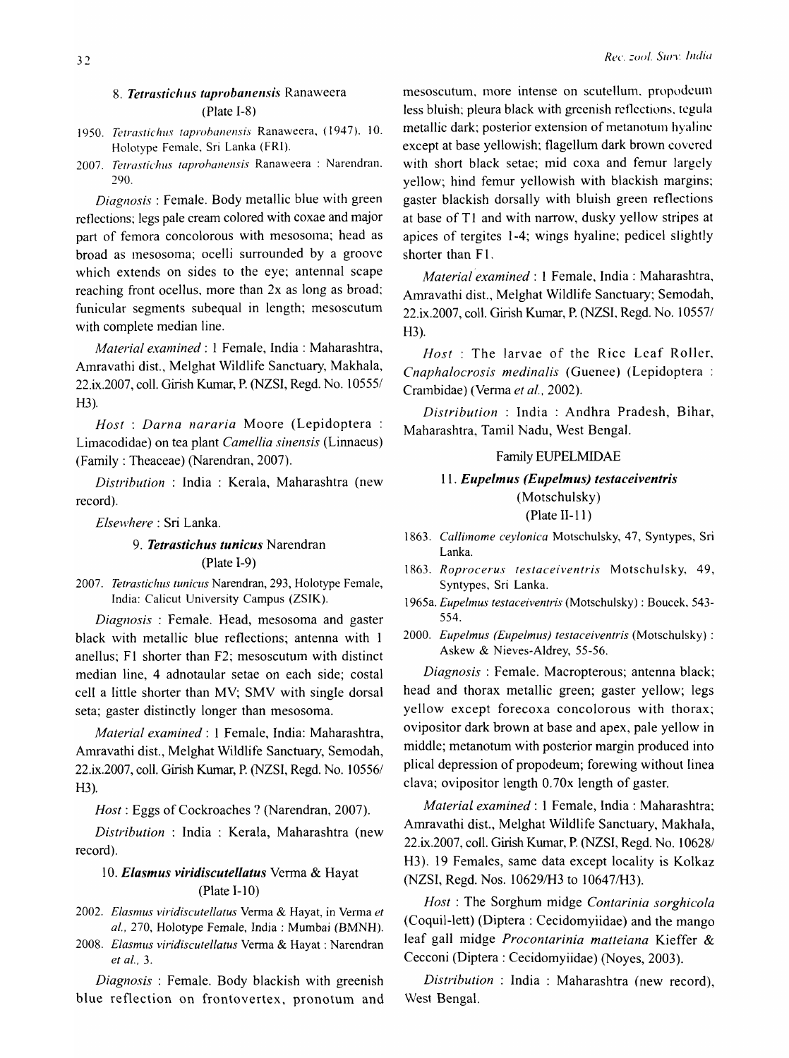### 8. ***Tetrastichus taprobanensis*** Ranaweera

(Plate I-8)

1950. *Tetrastichus taprobanensis* Ranaweera, (1947). 10. Holotype Female, Sri Lanka (FRI).

2007. *Tetrastichus taprobanensis* Ranaweera : Narendran. 290.

*Diagnosis* : Female. Body metallic blue with green reflections; legs pale cream colored with coxae and major part of femora concolorous with mesosoma; head as broad as mesosoma; ocelli surrounded by a groove which extends on sides to the eye; antennal scape reaching front ocellus, more than 2x as long as broad; funicular segments subequal in length; mesoscutum with complete median line.

*Material examined* : 1 Female, India : Maharashtra, Amravathi dist., Melghat Wildlife Sanctuary, Makhala, 22.ix.2007, coll. Girish Kumar, P. (NZSI, Regd. No. 10555/H3).

*Host* : *Darna nararia* Moore (Lepidoptera : Limacodidae) on tea plant *Camellia sinensis* (Linnaeus) (Family : Theaceae) (Narendran, 2007).

*Distribution* : India : Kerala, Maharashtra (new record).

*Elsewhere* : Sri Lanka.

### 9. ***Tetrastichus tunicus*** Narendran

(Plate I-9)

2007. *Tetrastichus tunicus* Narendran, 293, Holotype Female, India: Calicut University Campus (ZSIK).

*Diagnosis* : Female. Head, mesosoma and gaster black with metallic blue reflections; antenna with 1 anellus; F1 shorter than F2; mesoscutum with distinct median line, 4 adnotaular setae on each side; costal cell a little shorter than MV; SMV with single dorsal seta; gaster distinctly longer than mesosoma.

*Material examined* : 1 Female, India: Maharashtra, Amravathi dist., Melghat Wildlife Sanctuary, Semodah, 22.ix.2007, coll. Girish Kumar, P. (NZSI, Regd. No. 10556/H3).

*Host* : Eggs of Cockroaches ? (Narendran, 2007).

*Distribution* : India : Kerala, Maharashtra (new record).

### 10. ***Elasmus viridiscutellatus*** Verma & Hayat

(Plate I-10)

2002. *Elasmus viridiscutellatus* Verma & Hayat, in Verma *et al.*, 270, Holotype Female, India : Mumbai (BMNH).

2008. *Elasmus viridiscutellatus* Verma & Hayat : Narendran *et al.*, 3.

*Diagnosis* : Female. Body blackish with greenish blue reflection on frontovertex, pronotum and mesoscutum, more intense on scutellum, propodeum less bluish; pleura black with greenish reflections, tegula metallic dark; posterior extension of metanotum hyaline except at base yellowish; flagellum dark brown covered with short black setae; mid coxa and femur largely yellow; hind femur yellowish with blackish margins; gaster blackish dorsally with bluish green reflections at base of T1 and with narrow, dusky yellow stripes at apices of tergites 1-4; wings hyaline; pedicel slightly shorter than F1.

*Material examined* : 1 Female, India : Maharashtra, Amravathi dist., Melghat Wildlife Sanctuary; Semodah, 22.ix.2007, coll. Girish Kumar, P. (NZSI, Regd. No. 10557/H3).

*Host* : The larvae of the Rice Leaf Roller, *Cnaphalocrosis medinalis* (Guenee) (Lepidoptera : Crambidae) (Verma *et al.*, 2002).

*Distribution* : India : Andhra Pradesh, Bihar, Maharashtra, Tamil Nadu, West Bengal.

## Family EUPELMIDAE

### 11. ***Eupelmus (Eupelmus) testaceiventris*** (Motschulsky)

(Plate II-11)

1863. *Callimome ceylonica* Motschulsky, 47, Syntypes, Sri Lanka.

1863. *Roprocerus testaceiventris* Motschulsky, 49, Syntypes, Sri Lanka.

1965a. *Eupelmus testaceiventris* (Motschulsky) : Boucek, 543-554.

2000. *Eupelmus (Eupelmus) testaceiventris* (Motschulsky) : Askew & Nieves-Aldrey, 55-56.

*Diagnosis* : Female. Macropterous; antenna black; head and thorax metallic green; gaster yellow; legs yellow except forecoxa concolorous with thorax; ovipositor dark brown at base and apex, pale yellow in middle; metanotum with posterior margin produced into plical depression of propodeum; forewing without linea clava; ovipositor length 0.70x length of gaster.

*Material examined* : 1 Female, India : Maharashtra; Amravathi dist., Melghat Wildlife Sanctuary, Makhala, 22.ix.2007, coll. Girish Kumar, P. (NZSI, Regd. No. 10628/H3). 19 Females, same data except locality is Kolkaz (NZSI, Regd. Nos. 10629/H3 to 10647/H3).

*Host* : The Sorghum midge *Contarinia sorghicola* (Coquil-lett) (Diptera : Cecidomyiidae) and the mango leaf gall midge *Procontarinia matteiana* Kieffer & Cecconi (Diptera : Cecidomyiidae) (Noyes, 2003).

*Distribution* : India : Maharashtra (new record), West Bengal.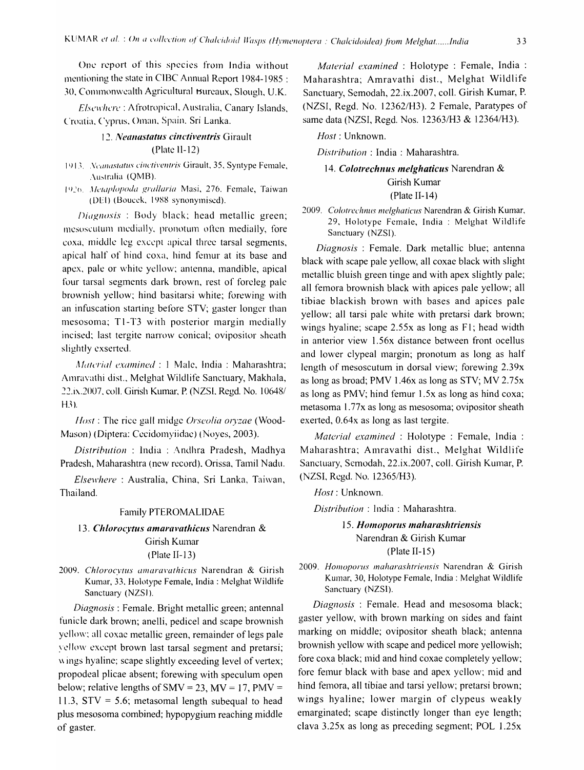One report of this species from India without mentioning the state in CIBC Annual Report 1984-1985 : 30, Commonwealth Agricultural Bureaux, Slough, U.K.

*Elsewhere* : Afrotropical, Australia, Canary Islands, Croatia, Cyprus, Oman, Spain, Sri Lanka.

### 12. ***Neanastatus cinctiventris*** Girault (Plate II-12)

1913. *Neanastatus cinctiventris* Girault, 35, Syntype Female, Australia (QMB).

1926. *Metaplopoda grallaria* Masi, 276. Female, Taiwan (DEI) (Boucek, 1988 synonymised).

*Diagnosis* : Body black; head metallic green; mesoscutum medially, pronotum often medially, fore coxa, middle leg except apical three tarsal segments, apical half of hind coxa, hind femur at its base and apex, pale or white yellow; antenna, mandible, apical four tarsal segments dark brown, rest of foreleg pale brownish yellow; hind basitarsi white; forewing with an infuscation starting before STV; gaster longer than mesosoma; T1-T3 with posterior margin medially incised; last tergite narrow conical; ovipositor sheath slightly exserted.

*Material examined* : 1 Male, India : Maharashtra; Amravathi dist., Melghat Wildlife Sanctuary, Makhala, 22.ix.2007, coll. Girish Kumar, P. (NZSI, Regd. No. 10648/H3).

*Host* : The rice gall midge *Orseolia oryzae* (Wood-Mason) (Diptera: Cecidomyiidae) (Noyes, 2003).

*Distribution* : India : Andhra Pradesh, Madhya Pradesh, Maharashtra (new record), Orissa, Tamil Nadu.

*Elsewhere* : Australia, China, Sri Lanka, Taiwan, Thailand.

## Family PTEROMALIDAE

### 13. ***Chlorocytus amaravathicus*** Narendran & Girish Kumar (Plate II-13)

2009. *Chlorocytus amaravathicus* Narendran & Girish Kumar, 33, Holotype Female, India : Melghat Wildlife Sanctuary (NZSI).

*Diagnosis* : Female. Bright metallic green; antennal funicle dark brown; anelli, pedicel and scape brownish yellow; all coxae metallic green, remainder of legs pale yellow except brown last tarsal segment and pretarsi; wings hyaline; scape slightly exceeding level of vertex; propodeal plicae absent; forewing with speculum open below; relative lengths of SMV = 23, MV = 17, PMV = 11.3, STV = 5.6; metasomal length subequal to head plus mesosoma combined; hypopygium reaching middle of gaster.

*Material examined* : Holotype : Female, India : Maharashtra; Amravathi dist., Melghat Wildlife Sanctuary, Semodah, 22.ix.2007, coll. Girish Kumar, P. (NZSI, Regd. No. 12362/H3). 2 Female, Paratypes of same data (NZSI, Regd. Nos. 12363/H3 & 12364/H3).

*Host* : Unknown.

*Distribution* : India : Maharashtra.

### 14. ***Colotrechnus melghaticus*** Narendran & Girish Kumar (Plate II-14)

2009. *Colotrechnus melghaticus* Narendran & Girish Kumar, 29, Holotype Female, India : Melghat Wildlife Sanctuary (NZSI).

*Diagnosis* : Female. Dark metallic blue; antenna black with scape pale yellow, all coxae black with slight metallic bluish green tinge and with apex slightly pale; all femora brownish black with apices pale yellow; all tibiae blackish brown with bases and apices pale yellow; all tarsi pale white with pretarsi dark brown; wings hyaline; scape 2.55x as long as F1; head width in anterior view 1.56x distance between front ocellus and lower clypeal margin; pronotum as long as half length of mesoscutum in dorsal view; forewing 2.39x as long as broad; PMV 1.46x as long as STV; MV 2.75x as long as PMV; hind femur 1.5x as long as hind coxa; metasoma 1.77x as long as mesosoma; ovipositor sheath exerted, 0.64x as long as last tergite.

*Material examined* : Holotype : Female, India : Maharashtra; Amravathi dist., Melghat Wildlife Sanctuary, Semodah, 22.ix.2007, coll. Girish Kumar, P. (NZSI, Regd. No. 12365/H3).

*Host* : Unknown.

*Distribution* : India : Maharashtra.

### 15. ***Homoporus maharashtriensis*** Narendran & Girish Kumar (Plate II-15)

2009. *Homoporus maharashtriensis* Narendran & Girish Kumar, 30, Holotype Female, India : Melghat Wildlife Sanctuary (NZSI).

*Diagnosis* : Female. Head and mesosoma black; gaster yellow, with brown marking on sides and faint marking on middle; ovipositor sheath black; antenna brownish yellow with scape and pedicel more yellowish; fore coxa black; mid and hind coxae completely yellow; fore femur black with base and apex yellow; mid and hind femora, all tibiae and tarsi yellow; pretarsi brown; wings hyaline; lower margin of clypeus weakly emarginated; scape distinctly longer than eye length; clava 3.25x as long as preceding segment; POL 1.25x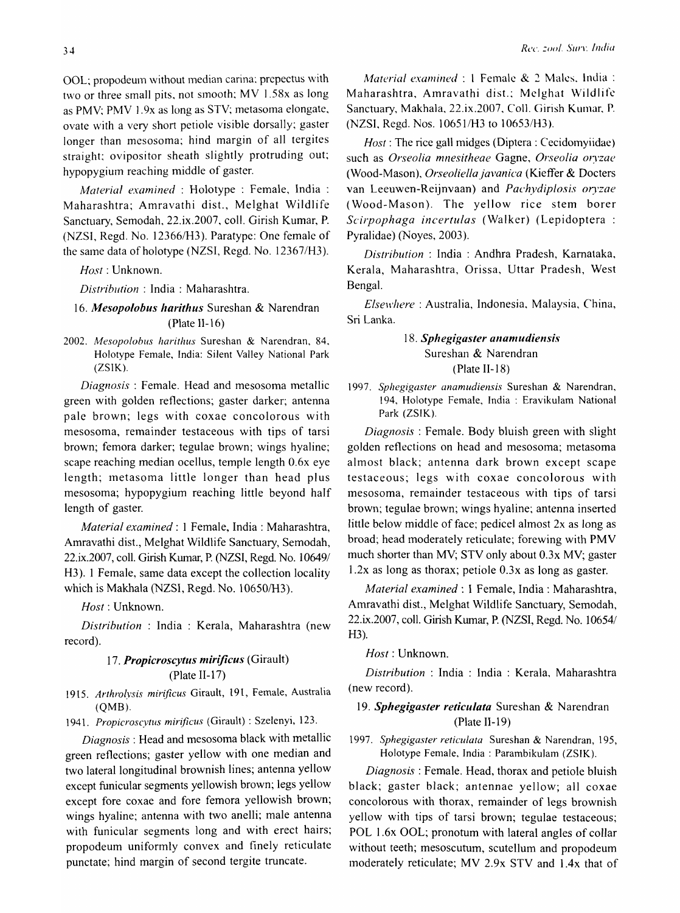OOL; propodeum without median carina; prepectus with two or three small pits, not smooth; MV 1.58x as long as PMV; PMV 1.9x as long as STV; metasoma elongate, ovate with a very short petiole visible dorsally; gaster longer than mesosoma; hind margin of all tergites straight; ovipositor sheath slightly protruding out; hypopygium reaching middle of gaster.

*Material examined* : Holotype : Female, India : Maharashtra; Amravathi dist., Melghat Wildlife Sanctuary, Semodah, 22.ix.2007, coll. Girish Kumar, P. (NZSI, Regd. No. 12366/H3). Paratype: One female of the same data of holotype (NZSI, Regd. No. 12367/H3).

*Host* : Unknown.

*Distribution* : India : Maharashtra.

### 16. *Mesopolobus harithus* Sureshan & Narendran (Plate II-16)

2002. *Mesopolobus harithus* Sureshan & Narendran, 84, Holotype Female, India: Silent Valley National Park (ZSIK).

*Diagnosis* : Female. Head and mesosoma metallic green with golden reflections; gaster darker; antenna pale brown; legs with coxae concolorous with mesosoma, remainder testaceous with tips of tarsi brown; femora darker; tegulae brown; wings hyaline; scape reaching median ocellus, temple length 0.6x eye length; metasoma little longer than head plus mesosoma; hypopygium reaching little beyond half length of gaster.

*Material examined* : 1 Female, India : Maharashtra, Amravathi dist., Melghat Wildlife Sanctuary, Semodah, 22.ix.2007, coll. Girish Kumar, P. (NZSI, Regd. No. 10649/H3). 1 Female, same data except the collection locality which is Makhala (NZSI, Regd. No. 10650/H3).

*Host* : Unknown.

*Distribution* : India : Kerala, Maharashtra (new record).

### 17. *Propicroscytus mirificus* (Girault) (Plate II-17)

1915. *Arthrolysis mirificus* Girault, 191, Female, Australia (QMB).

1941. *Propicroscytus mirificus* (Girault) : Szelenyi, 123.

*Diagnosis* : Head and mesosoma black with metallic green reflections; gaster yellow with one median and two lateral longitudinal brownish lines; antenna yellow except funicular segments yellowish brown; legs yellow except fore coxae and fore femora yellowish brown; wings hyaline; antenna with two anelli; male antenna with funicular segments long and with erect hairs; propodeum uniformly convex and finely reticulate punctate; hind margin of second tergite truncate.

*Material examined* : 1 Female & 2 Males, India : Maharashtra, Amravathi dist.; Melghat Wildlife Sanctuary, Makhala, 22.ix.2007, Coll. Girish Kumar, P. (NZSI, Regd. Nos. 10651/H3 to 10653/H3).

*Host* : The rice gall midges (Diptera : Cecidomyiidae) such as *Orseolia mnesitheae* Gagne, *Orseolia oryzae* (Wood-Mason), *Orseoliella javanica* (Kieffer & Docters van Leeuwen-Reijnvaan) and *Pachydiplosis oryzae* (Wood-Mason). The yellow rice stem borer *Scirpophaga incertulas* (Walker) (Lepidoptera : Pyralidae) (Noyes, 2003).

*Distribution* : India : Andhra Pradesh, Karnataka, Kerala, Maharashtra, Orissa, Uttar Pradesh, West Bengal.

*Elsewhere* : Australia, Indonesia, Malaysia, China, Sri Lanka.

### 18. *Sphegigaster anamudiensis* Sureshan & Narendran (Plate II-18)

1997. *Sphegigaster anamudiensis* Sureshan & Narendran, 194, Holotype Female, India : Eravikulam National Park (ZSIK).

*Diagnosis* : Female. Body bluish green with slight golden reflections on head and mesosoma; metasoma almost black; antenna dark brown except scape testaceous; legs with coxae concolorous with mesosoma, remainder testaceous with tips of tarsi brown; tegulae brown; wings hyaline; antenna inserted little below middle of face; pedicel almost 2x as long as broad; head moderately reticulate; forewing with PMV much shorter than MV; STV only about 0.3x MV; gaster 1.2x as long as thorax; petiole 0.3x as long as gaster.

*Material examined* : 1 Female, India : Maharashtra, Amravathi dist., Melghat Wildlife Sanctuary, Semodah, 22.ix.2007, coll. Girish Kumar, P. (NZSI, Regd. No. 10654/H3).

*Host* : Unknown.

*Distribution* : India : India : Kerala, Maharashtra (new record).

### 19. *Sphegigaster reticulata* Sureshan & Narendran (Plate II-19)

1997. *Sphegigaster reticulata* Sureshan & Narendran, 195, Holotype Female, India : Parambikulam (ZSIK).

*Diagnosis* : Female. Head, thorax and petiole bluish black; gaster black; antennae yellow; all coxae concolorous with thorax, remainder of legs brownish yellow with tips of tarsi brown; tegulae testaceous; POL 1.6x OOL; pronotum with lateral angles of collar without teeth; mesoscutum, scutellum and propodeum moderately reticulate; MV 2.9x STV and 1.4x that of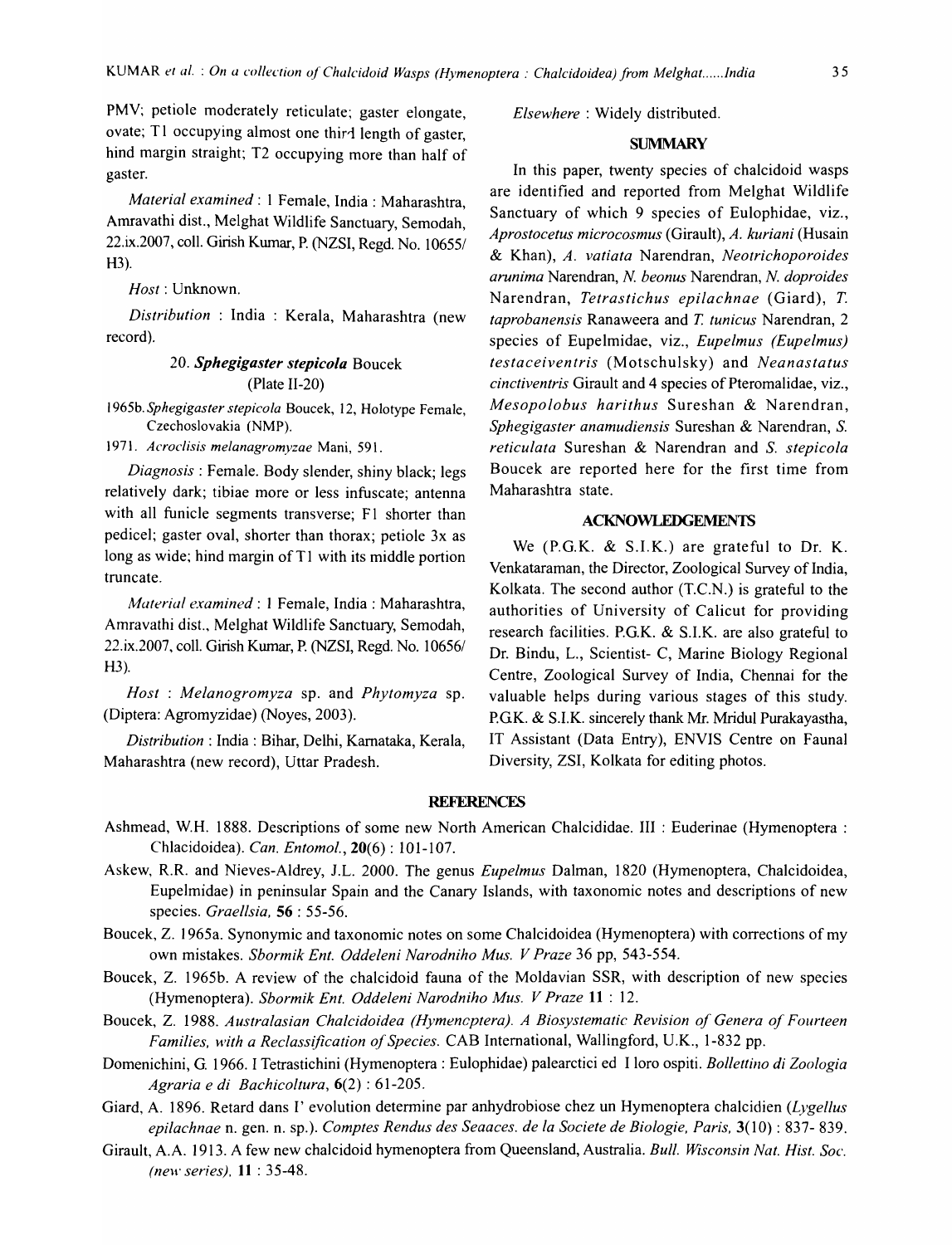PMV; petiole moderately reticulate; gaster elongate, ovate; T1 occupying almost one third length of gaster, hind margin straight; T2 occupying more than half of gaster.

*Material examined* : 1 Female, India : Maharashtra, Amravathi dist., Melghat Wildlife Sanctuary, Semodah, 22.ix.2007, coll. Girish Kumar, P. (NZSI, Regd. No. 10655/ H3).

*Host* : Unknown.

*Distribution* : India : Kerala, Maharashtra (new record).

### 20. *Sphegigaster stepicola* Boucek
(Plate II-20)

1965b. *Sphegigaster stepicola* Boucek, 12, Holotype Female, Czechoslovakia (NMP).

1971. *Acroclisis melanagromyzae* Mani, 591.

*Diagnosis* : Female. Body slender, shiny black; legs relatively dark; tibiae more or less infuscate; antenna with all funicle segments transverse; F1 shorter than pedicel; gaster oval, shorter than thorax; petiole 3x as long as wide; hind margin of T1 with its middle portion truncate.

*Material examined* : 1 Female, India : Maharashtra, Amravathi dist., Melghat Wildlife Sanctuary, Semodah, 22.ix.2007, coll. Girish Kumar, P. (NZSI, Regd. No. 10656/ H3).

*Host* : *Melanogromyza* sp. and *Phytomyza* sp. (Diptera: Agromyzidae) (Noyes, 2003).

*Distribution* : India : Bihar, Delhi, Karnataka, Kerala, Maharashtra (new record), Uttar Pradesh.

*Elsewhere* : Widely distributed.

## SUMMARY

In this paper, twenty species of chalcidoid wasps are identified and reported from Melghat Wildlife Sanctuary of which 9 species of Eulophidae, viz., *Aprostocetus microcosmus* (Girault), *A. kuriani* (Husain & Khan), *A. vatiata* Narendran, *Neotrichoporoides arunima* Narendran, *N. beonus* Narendran, *N. doproides* Narendran, *Tetrastichus epilachnae* (Giard), *T. taprobanensis* Ranaweera and *T. tunicus* Narendran, 2 species of Eupelmidae, viz., *Eupelmus (Eupelmus) testaceiventris* (Motschulsky) and *Neanastatus cinctiventris* Girault and 4 species of Pteromalidae, viz., *Mesopolobus harithus* Sureshan & Narendran, *Sphegigaster anamudiensis* Sureshan & Narendran, *S. reticulata* Sureshan & Narendran and *S. stepicola* Boucek are reported here for the first time from Maharashtra state.

## ACKNOWLEDGEMENTS

We (P.G.K. & S.I.K.) are grateful to Dr. K. Venkataraman, the Director, Zoological Survey of India, Kolkata. The second author (T.C.N.) is grateful to the authorities of University of Calicut for providing research facilities. P.G.K. & S.I.K. are also grateful to Dr. Bindu, L., Scientist- C, Marine Biology Regional Centre, Zoological Survey of India, Chennai for the valuable helps during various stages of this study. P.G.K. & S.I.K. sincerely thank Mr. Mridul Purakayastha, IT Assistant (Data Entry), ENVIS Centre on Faunal Diversity, ZSI, Kolkata for editing photos.

## REFERENCES

Ashmead, W.H. 1888. Descriptions of some new North American Chalcididae. III : Euderinae (Hymenoptera : Chlacidoidea). *Can. Entomol.*, **20**(6) : 101-107.

Askew, R.R. and Nieves-Aldrey, J.L. 2000. The genus *Eupelmus* Dalman, 1820 (Hymenoptera, Chalcidoidea, Eupelmidae) in peninsular Spain and the Canary Islands, with taxonomic notes and descriptions of new species. *Graellsia,* **56** : 55-56.

Boucek, Z. 1965a. Synonymic and taxonomic notes on some Chalcidoidea (Hymenoptera) with corrections of my own mistakes. *Sbormik Ent. Oddeleni Narodniho Mus. V Praze* 36 pp, 543-554.

Boucek, Z. 1965b. A review of the chalcidoid fauna of the Moldavian SSR, with description of new species (Hymenoptera). *Sbormik Ent. Oddeleni Narodniho Mus. V Praze* **11** : 12.

Boucek, Z. 1988. *Australasian Chalcidoidea (Hymenoptera). A Biosystematic Revision of Genera of Fourteen Families, with a Reclassification of Species.* CAB International, Wallingford, U.K., 1-832 pp.

Domenichini, G. 1966. I Tetrastichini (Hymenoptera : Eulophidae) palearctici ed I loro ospiti. *Bollettino di Zoologia Agraria e di Bachicoltura*, **6**(2) : 61-205.

Giard, A. 1896. Retard dans I' evolution determine par anhydrobiose chez un Hymenoptera chalcidien (*Lygellus epilachnae* n. gen. n. sp.). *Comptes Rendus des Seaaces. de la Societe de Biologie, Paris,* **3**(10) : 837- 839.

Girault, A.A. 1913. A few new chalcidoid hymenoptera from Queensland, Australia. *Bull. Wisconsin Nat. Hist. Soc. (new series),* **11** : 35-48.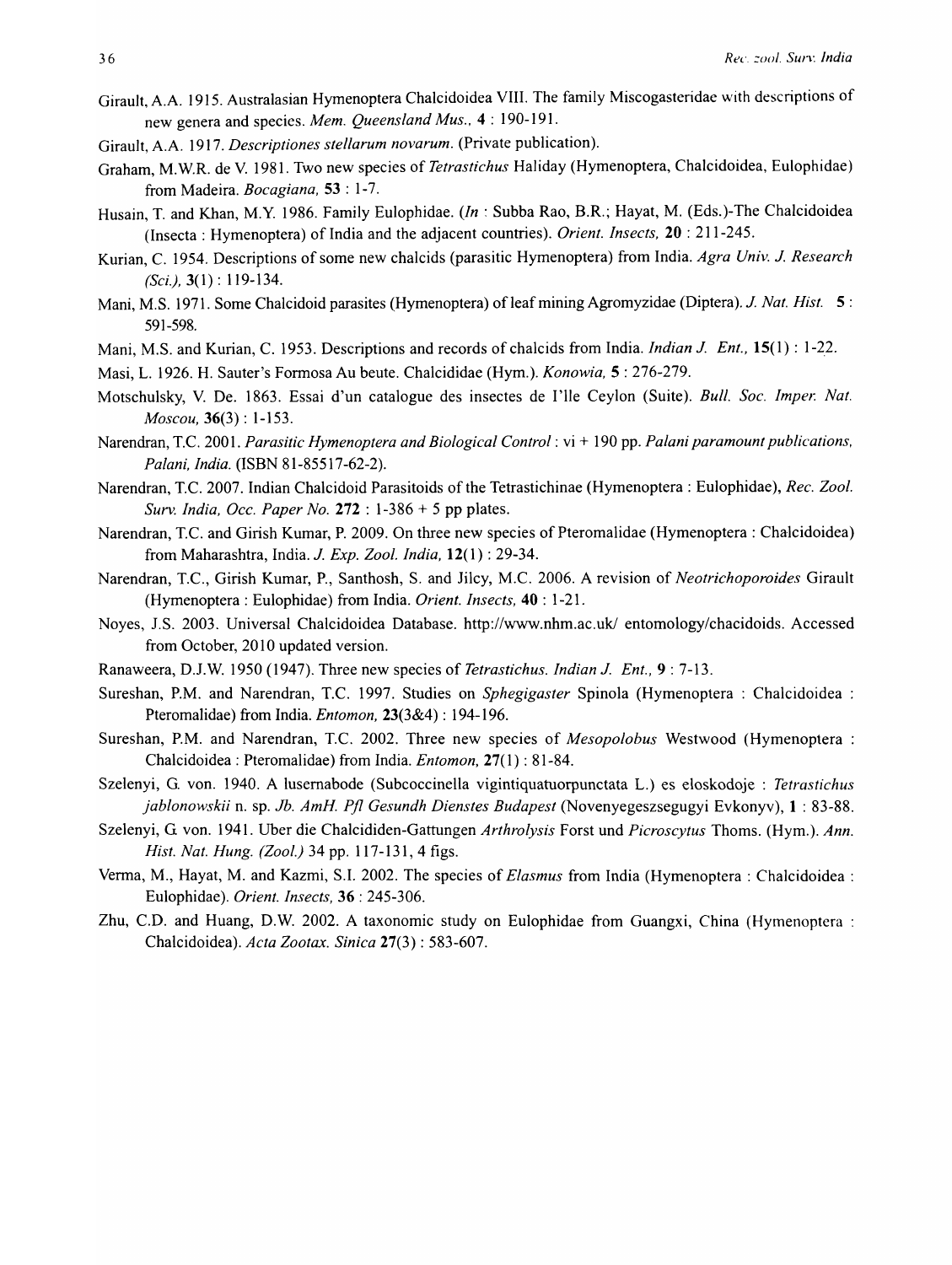Girault, A.A. 1915. Australasian Hymenoptera Chalcidoidea VIII. The family Miscogasteridae with descriptions of new genera and species. *Mem. Queensland Mus.*, **4** : 190-191.

Girault, A.A. 1917. *Descriptiones stellarum novarum*. (Private publication).

Graham, M.W.R. de V. 1981. Two new species of *Tetrastichus* Haliday (Hymenoptera, Chalcidoidea, Eulophidae) from Madeira. *Bocagiana,* **53** : 1-7.

Husain, T. and Khan, M.Y. 1986. Family Eulophidae. (*In* : Subba Rao, B.R.; Hayat, M. (Eds.)-The Chalcidoidea (Insecta : Hymenoptera) of India and the adjacent countries). *Orient. Insects,* **20** : 211-245.

Kurian, C. 1954. Descriptions of some new chalcids (parasitic Hymenoptera) from India. *Agra Univ. J. Research (Sci.),* **3**(1) : 119-134.

Mani, M.S. 1971. Some Chalcidoid parasites (Hymenoptera) of leaf mining Agromyzidae (Diptera). *J. Nat. Hist.* **5** : 591-598.

Mani, M.S. and Kurian, C. 1953. Descriptions and records of chalcids from India. *Indian J. Ent.,* **15**(1) : 1-22.

Masi, L. 1926. H. Sauter's Formosa Au beute. Chalcididae (Hym.). *Konowia,* **5** : 276-279.

Motschulsky, V. De. 1863. Essai d'un catalogue des insectes de I'lle Ceylon (Suite). *Bull. Soc. Imper. Nat. Moscou,* **36**(3) : 1-153.

Narendran, T.C. 2001. *Parasitic Hymenoptera and Biological Control* : vi + 190 pp. *Palani paramount publications, Palani, India.* (ISBN 81-85517-62-2).

Narendran, T.C. 2007. Indian Chalcidoid Parasitoids of the Tetrastichinae (Hymenoptera : Eulophidae), *Rec. Zool. Surv. India, Occ. Paper No.* **272** : 1-386 + 5 pp plates.

Narendran, T.C. and Girish Kumar, P. 2009. On three new species of Pteromalidae (Hymenoptera : Chalcidoidea) from Maharashtra, India. *J. Exp. Zool. India,* **12**(1) : 29-34.

Narendran, T.C., Girish Kumar, P., Santhosh, S. and Jilcy, M.C. 2006. A revision of *Neotrichoporoides* Girault (Hymenoptera : Eulophidae) from India. *Orient. Insects,* **40** : 1-21.

Noyes, J.S. 2003. Universal Chalcidoidea Database. http://www.nhm.ac.uk/ entomology/chacidoids. Accessed from October, 2010 updated version.

Ranaweera, D.J.W. 1950 (1947). Three new species of *Tetrastichus. Indian J. Ent.,* **9** : 7-13.

Sureshan, P.M. and Narendran, T.C. 1997. Studies on *Sphegigaster* Spinola (Hymenoptera : Chalcidoidea : Pteromalidae) from India. *Entomon,* **23**(3&4) : 194-196.

Sureshan, P.M. and Narendran, T.C. 2002. Three new species of *Mesopolobus* Westwood (Hymenoptera : Chalcidoidea : Pteromalidae) from India. *Entomon,* **27**(1) : 81-84.

Szelenyi, G. von. 1940. A lusernabode (Subcoccinella vigintiquatuorpunctata L.) es eloskodoje : *Tetrastichus jablonowskii* n. sp. *Jb. AmH. Pfl Gesundh Dienstes Budapest* (Novenyegeszsegugyi Evkonyv), **1** : 83-88.

Szelenyi, G. von. 1941. Uber die Chalcididen-Gattungen *Arthrolysis* Forst und *Picroscytus* Thoms. (Hym.). *Ann. Hist. Nat. Hung. (Zool.)* 34 pp. 117-131, 4 figs.

Verma, M., Hayat, M. and Kazmi, S.I. 2002. The species of *Elasmus* from India (Hymenoptera : Chalcidoidea : Eulophidae). *Orient. Insects,* **36** : 245-306.

Zhu, C.D. and Huang, D.W. 2002. A taxonomic study on Eulophidae from Guangxi, China (Hymenoptera : Chalcidoidea). *Acta Zootax. Sinica* **27**(3) : 583-607.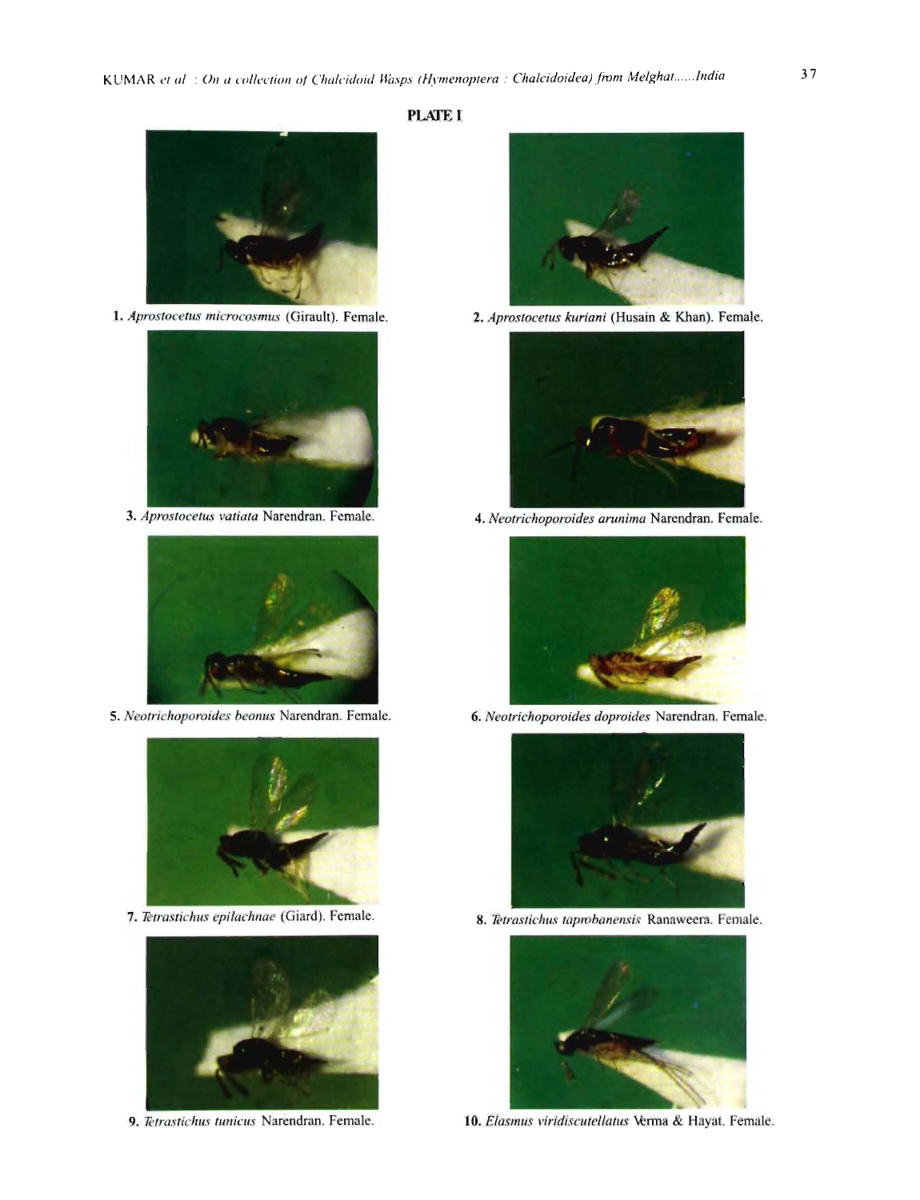**PLATE I**

1. *Aprostocetus microcosmus* (Girault). Female.

2. *Aprostocetus kuriani* (Husain & Khan). Female.

3. *Aprostocetus vatiata* Narendran. Female.

4. *Neotrichoporoides arunima* Narendran. Female.

5. *Neotrichoporoides beonus* Narendran. Female.

6. *Neotrichoporoides doproides* Narendran. Female.

7. *Tetrastichus epilachnae* (Giard). Female.

8. *Tetrastichus taprobanensis* Ranaweera. Female.

9. *Tetrastichus tunicus* Narendran. Female.

10. *Elasmus viridiscutellatus* Verma & Hayat. Female.